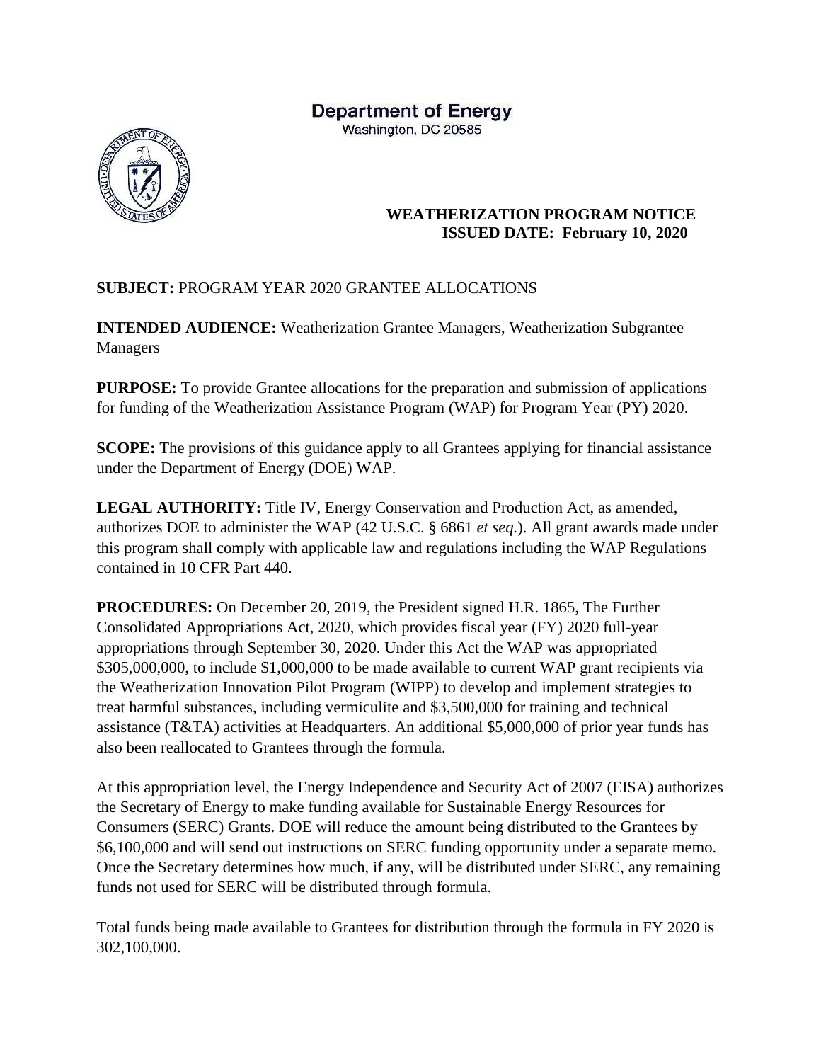**Department of Energy**
Washington, DC 20585

**WEATHERIZATION PROGRAM NOTICE**
**ISSUED DATE: February 10, 2020**

**SUBJECT:** PROGRAM YEAR 2020 GRANTEE ALLOCATIONS

**INTENDED AUDIENCE:** Weatherization Grantee Managers, Weatherization Subgrantee Managers

**PURPOSE:** To provide Grantee allocations for the preparation and submission of applications for funding of the Weatherization Assistance Program (WAP) for Program Year (PY) 2020.

**SCOPE:** The provisions of this guidance apply to all Grantees applying for financial assistance under the Department of Energy (DOE) WAP.

**LEGAL AUTHORITY:** Title IV, Energy Conservation and Production Act, as amended, authorizes DOE to administer the WAP (42 U.S.C. § 6861 *et seq.*). All grant awards made under this program shall comply with applicable law and regulations including the WAP Regulations contained in 10 CFR Part 440.

**PROCEDURES:** On December 20, 2019, the President signed H.R. 1865, The Further Consolidated Appropriations Act, 2020, which provides fiscal year (FY) 2020 full-year appropriations through September 30, 2020. Under this Act the WAP was appropriated $305,000,000, to include $1,000,000 to be made available to current WAP grant recipients via the Weatherization Innovation Pilot Program (WIPP) to develop and implement strategies to treat harmful substances, including vermiculite and $3,500,000 for training and technical assistance (T&TA) activities at Headquarters. An additional $5,000,000 of prior year funds has also been reallocated to Grantees through the formula.

At this appropriation level, the Energy Independence and Security Act of 2007 (EISA) authorizes the Secretary of Energy to make funding available for Sustainable Energy Resources for Consumers (SERC) Grants. DOE will reduce the amount being distributed to the Grantees by $6,100,000 and will send out instructions on SERC funding opportunity under a separate memo. Once the Secretary determines how much, if any, will be distributed under SERC, any remaining funds not used for SERC will be distributed through formula.

Total funds being made available to Grantees for distribution through the formula in FY 2020 is 302,100,000.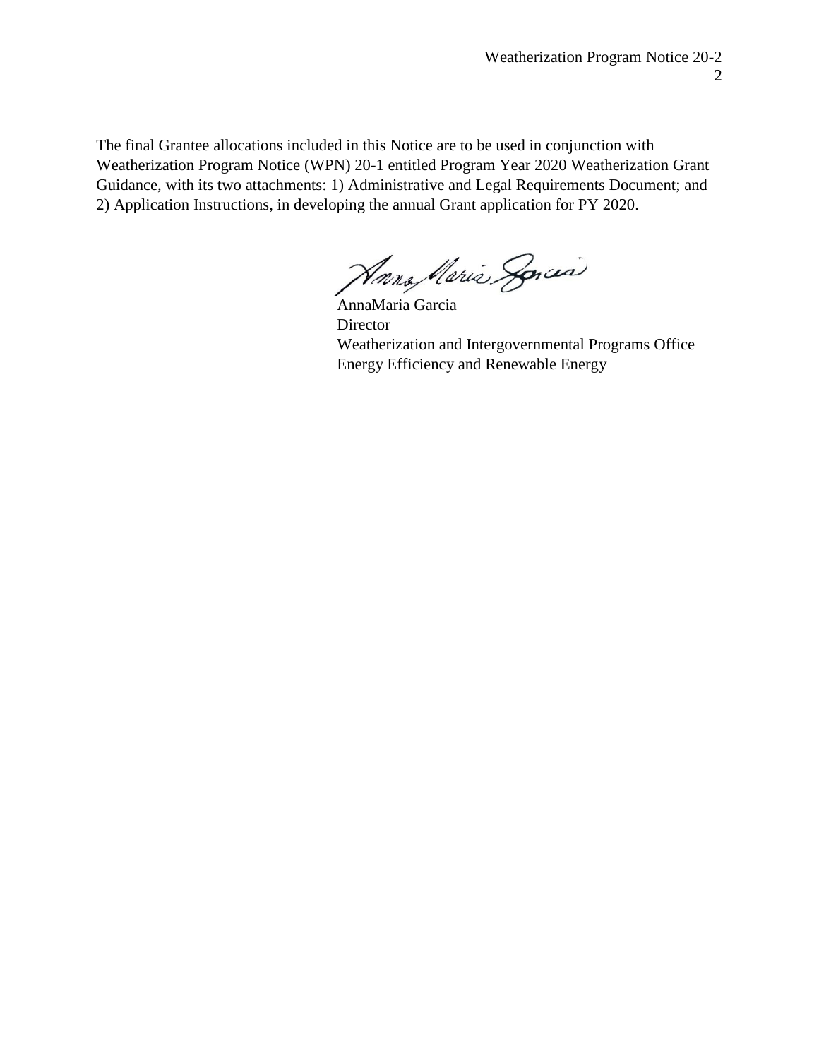The final Grantee allocations included in this Notice are to be used in conjunction with Weatherization Program Notice (WPN) 20-1 entitled Program Year 2020 Weatherization Grant Guidance, with its two attachments: 1) Administrative and Legal Requirements Document; and 2) Application Instructions, in developing the annual Grant application for PY 2020.

AnnaMaria Garcia  
Director  
Weatherization and Intergovernmental Programs Office  
Energy Efficiency and Renewable Energy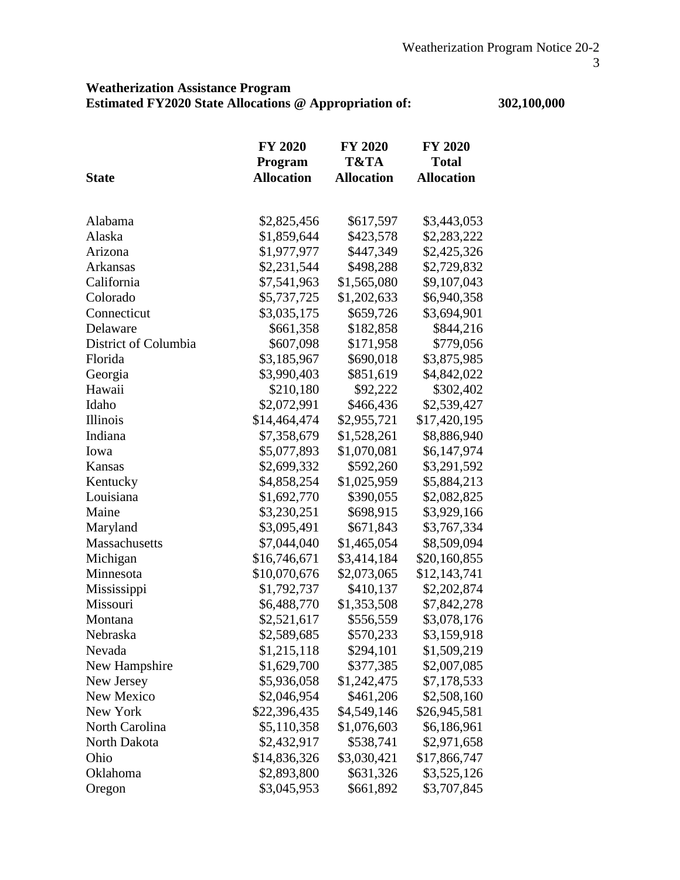**Weatherization Assistance Program**
**Estimated FY2020 State Allocations @ Appropriation of: 302,100,000**

| State | FY 2020 Program Allocation | FY 2020 T&TA Allocation | FY 2020 Total Allocation |
|---|---|---|---|
| Alabama | $2,825,456 | $617,597 | $3,443,053 |
| Alaska | $1,859,644 | $423,578 | $2,283,222 |
| Arizona | $1,977,977 | $447,349 | $2,425,326 |
| Arkansas | $2,231,544 | $498,288 | $2,729,832 |
| California | $7,541,963 | $1,565,080 | $9,107,043 |
| Colorado | $5,737,725 | $1,202,633 | $6,940,358 |
| Connecticut | $3,035,175 | $659,726 | $3,694,901 |
| Delaware | $661,358 | $182,858 | $844,216 |
| District of Columbia | $607,098 | $171,958 | $779,056 |
| Florida | $3,185,967 | $690,018 | $3,875,985 |
| Georgia | $3,990,403 | $851,619 | $4,842,022 |
| Hawaii | $210,180 | $92,222 | $302,402 |
| Idaho | $2,072,991 | $466,436 | $2,539,427 |
| Illinois | $14,464,474 | $2,955,721 | $17,420,195 |
| Indiana | $7,358,679 | $1,528,261 | $8,886,940 |
| Iowa | $5,077,893 | $1,070,081 | $6,147,974 |
| Kansas | $2,699,332 | $592,260 | $3,291,592 |
| Kentucky | $4,858,254 | $1,025,959 | $5,884,213 |
| Louisiana | $1,692,770 | $390,055 | $2,082,825 |
| Maine | $3,230,251 | $698,915 | $3,929,166 |
| Maryland | $3,095,491 | $671,843 | $3,767,334 |
| Massachusetts | $7,044,040 | $1,465,054 | $8,509,094 |
| Michigan | $16,746,671 | $3,414,184 | $20,160,855 |
| Minnesota | $10,070,676 | $2,073,065 | $12,143,741 |
| Mississippi | $1,792,737 | $410,137 | $2,202,874 |
| Missouri | $6,488,770 | $1,353,508 | $7,842,278 |
| Montana | $2,521,617 | $556,559 | $3,078,176 |
| Nebraska | $2,589,685 | $570,233 | $3,159,918 |
| Nevada | $1,215,118 | $294,101 | $1,509,219 |
| New Hampshire | $1,629,700 | $377,385 | $2,007,085 |
| New Jersey | $5,936,058 | $1,242,475 | $7,178,533 |
| New Mexico | $2,046,954 | $461,206 | $2,508,160 |
| New York | $22,396,435 | $4,549,146 | $26,945,581 |
| North Carolina | $5,110,358 | $1,076,603 | $6,186,961 |
| North Dakota | $2,432,917 | $538,741 | $2,971,658 |
| Ohio | $14,836,326 | $3,030,421 | $17,866,747 |
| Oklahoma | $2,893,800 | $631,326 | $3,525,126 |
| Oregon | $3,045,953 | $661,892 | $3,707,845 |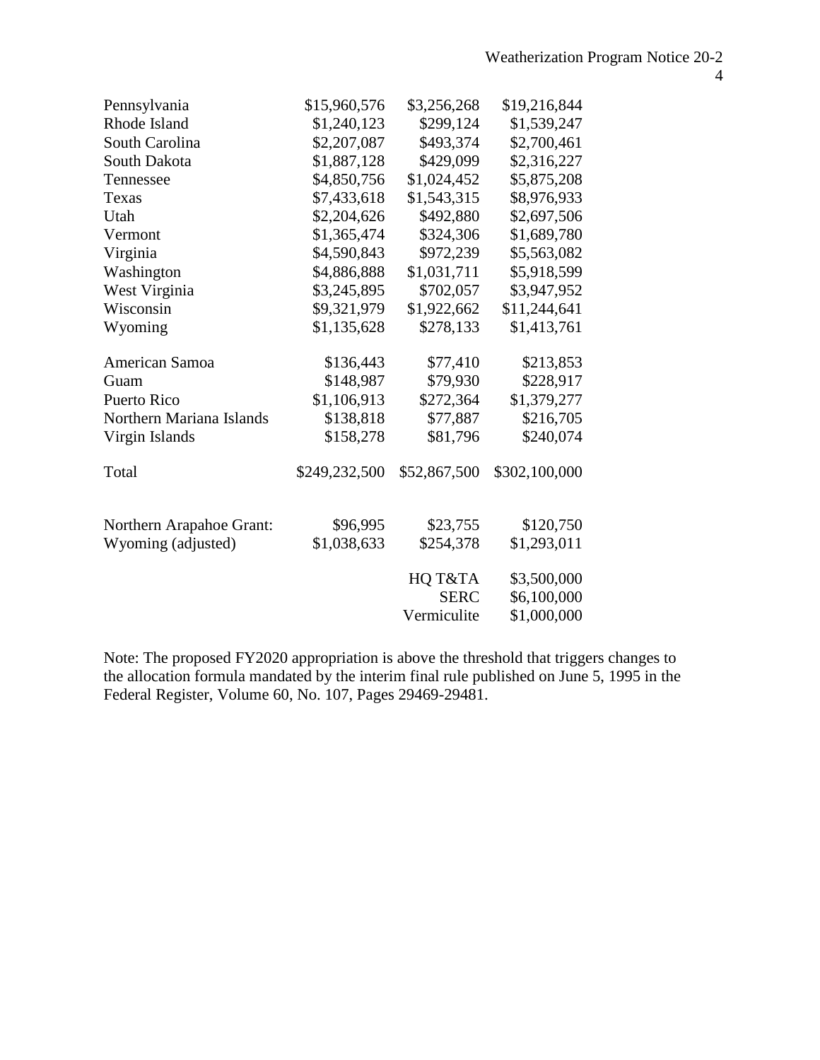| | | | |
|---|---|---|---|
| Pennsylvania | $15,960,576 | $3,256,268 | $19,216,844 |
| Rhode Island | $1,240,123 | $299,124 | $1,539,247 |
| South Carolina | $2,207,087 | $493,374 | $2,700,461 |
| South Dakota | $1,887,128 | $429,099 | $2,316,227 |
| Tennessee | $4,850,756 | $1,024,452 | $5,875,208 |
| Texas | $7,433,618 | $1,543,315 | $8,976,933 |
| Utah | $2,204,626 | $492,880 | $2,697,506 |
| Vermont | $1,365,474 | $324,306 | $1,689,780 |
| Virginia | $4,590,843 | $972,239 | $5,563,082 |
| Washington | $4,886,888 | $1,031,711 | $5,918,599 |
| West Virginia | $3,245,895 | $702,057 | $3,947,952 |
| Wisconsin | $9,321,979 | $1,922,662 | $11,244,641 |
| Wyoming | $1,135,628 | $278,133 | $1,413,761 |
| | | | |
| American Samoa | $136,443 | $77,410 | $213,853 |
| Guam | $148,987 | $79,930 | $228,917 |
| Puerto Rico | $1,106,913 | $272,364 | $1,379,277 |
| Northern Mariana Islands | $138,818 | $77,887 | $216,705 |
| Virgin Islands | $158,278 | $81,796 | $240,074 |
| | | | |
| Total | $249,232,500 | $52,867,500 | $302,100,000 |
| | | | |
| Northern Arapahoe Grant: | $96,995 | $23,755 | $120,750 |
| Wyoming (adjusted) | $1,038,633 | $254,378 | $1,293,011 |
| | | | |
| | | HQ T&TA | $3,500,000 |
| | | SERC | $6,100,000 |
| | | Vermiculite | $1,000,000 |

Note: The proposed FY2020 appropriation is above the threshold that triggers changes to the allocation formula mandated by the interim final rule published on June 5, 1995 in the Federal Register, Volume 60, No. 107, Pages 29469-29481.